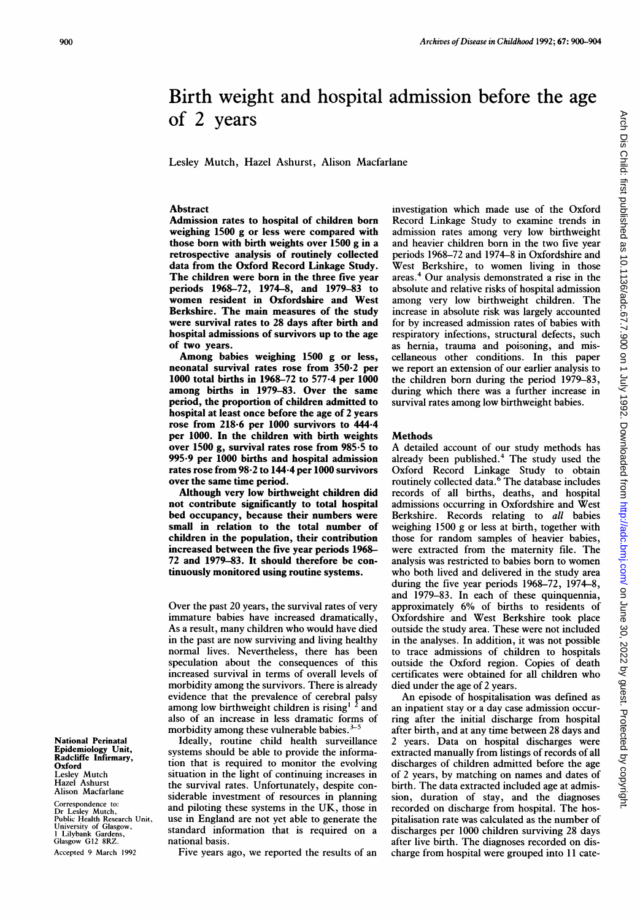# Birth weight and hospital admission before the age of 2 years

Lesley Mutch, Hazel Ashurst, Alison Macfarlane

## Abstract

**Admission rates to hospital of children born weighing 1500 g or less were compared with those born with birth weights over 1500 g in a retrospective analysis of routinely collected data from the Oxford Record Linkage Study. The children were born in the three five year periods 1968–72, 1974–8, and 1979–83 to women resident in Oxfordshire and West Berkshire. The main measures of the study were survival rates to 28 days after birth and hospital admissions of survivors up to the age of two years.**

**Among babies weighing 1500 g or less, neonatal survival rates rose from 350·2 per 1000 total births in 1968–72 to 577·4 per 1000 among births in 1979–83. Over the same period, the proportion of children admitted to hospital at least once before the age of 2 years rose from 218·6 per 1000 survivors to 444·4 per 1000. In the children with birth weights over 1500 g, survival rates rose from 985·5 to 995·9 per 1000 births and hospital admission rates rose from 98·2 to 144·4 per 1000 survivors over the same time period.**

**Although very low birthweight children did not contribute significantly to total hospital bed occupancy, because their numbers were small in relation to the total number of children in the population, their contribution increased between the five year periods 1968–72 and 1979–83. It should therefore be continuously monitored using routine systems.**

Over the past 20 years, the survival rates of very immature babies have increased dramatically. As a result, many children who would have died in the past are now surviving and living healthy normal lives. Nevertheless, there has been speculation about the consequences of this increased survival in terms of overall levels of morbidity among the survivors. There is already evidence that the prevalence of cerebral palsy among low birthweight children is rising[1 2] and also of an increase in less dramatic forms of morbidity among these vulnerable babies.[3–5]

Ideally, routine child health surveillance systems should be able to provide the information that is required to monitor the evolving situation in the light of continuing increases in the survival rates. Unfortunately, despite considerable investment of resources in planning and piloting these systems in the UK, those in use in England are not yet able to generate the standard information that is required on a national basis.

Five years ago, we reported the results of an investigation which made use of the Oxford Record Linkage Study to examine trends in admission rates among very low birthweight and heavier children born in the two five year periods 1968–72 and 1974–8 in Oxfordshire and West Berkshire, to women living in those areas.[4] Our analysis demonstrated a rise in the absolute and relative risks of hospital admission among very low birthweight children. The increase in absolute risk was largely accounted for by increased admission rates of babies with respiratory infections, structural defects, such as hernia, trauma and poisoning, and miscellaneous other conditions. In this paper we report an extension of our earlier analysis to the children born during the period 1979–83, during which there was a further increase in survival rates among low birthweight babies.

## Methods

A detailed account of our study methods has already been published.[4] The study used the Oxford Record Linkage Study to obtain routinely collected data.[6] The database includes records of all births, deaths, and hospital admissions occurring in Oxfordshire and West Berkshire. Records relating to *all* babies weighing 1500 g or less at birth, together with those for random samples of heavier babies, were extracted from the maternity file. The analysis was restricted to babies born to women who both lived and delivered in the study area during the five year periods 1968–72, 1974–8, and 1979–83. In each of these quinquennia, approximately 6% of births to residents of Oxfordshire and West Berkshire took place outside the study area. These were not included in the analyses. In addition, it was not possible to trace admissions of children to hospitals outside the Oxford region. Copies of death certificates were obtained for all children who died under the age of 2 years.

An episode of hospitalisation was defined as an inpatient stay or a day case admission occurring after the initial discharge from hospital after birth, and at any time between 28 days and 2 years. Data on hospital discharges were extracted manually from listings of records of all discharges of children admitted before the age of 2 years, by matching on names and dates of birth. The data extracted included age at admission, duration of stay, and the diagnoses recorded on discharge from hospital. The hospitalisation rate was calculated as the number of discharges per 1000 children surviving 28 days after live birth. The diagnoses recorded on discharge from hospital were grouped into 11 cate-

National Perinatal Epidemiology Unit, Radcliffe Infirmary, Oxford
Lesley Mutch
Hazel Ashurst
Alison Macfarlane

Correspondence to: Dr Lesley Mutch, Public Health Research Unit, University of Glasgow, 1 Lilybank Gardens, Glasgow G12 8RZ.

Accepted 9 March 1992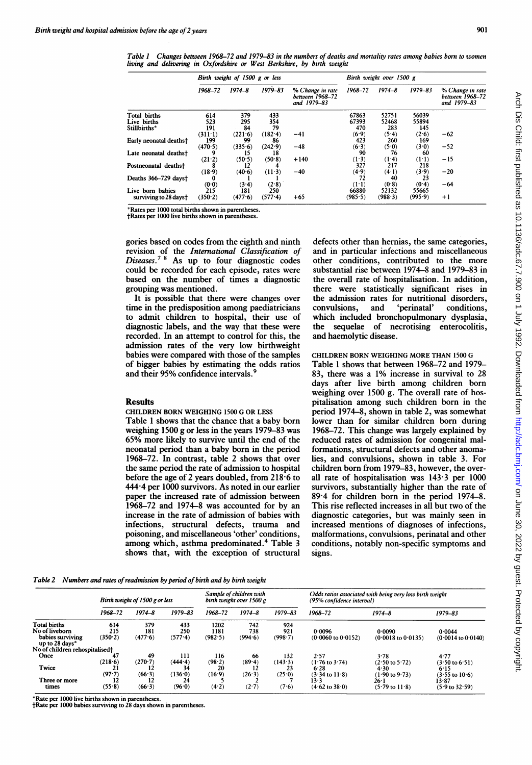*Table 1 Changes between 1968–72 and 1979–83 in the numbers of deaths and mortality rates among babies born to women living and delivering in Oxfordshire or West Berkshire, by birth weight*

| | Birth weight of 1500 g or less | | | | Birth weight over 1500 g | | | |
|---|---|---|---|---|---|---|---|---|
| | 1968–72 | 1974–8 | 1979–83 | % Change in rate between 1968–72 and 1979–83 | 1968–72 | 1974–8 | 1979–83 | % Change in rate between 1968–72 and 1979–83 |
| Total births | 614 | 379 | 433 | | 67863 | 52751 | 56039 | |
| Live births | 523 | 295 | 354 | | 67393 | 52468 | 55894 | |
| Stillbirths* | 191 (311·1) | 84 (221·6) | 79 (182·4) | −41 | 470 (6·9) | 283 (5·4) | 145 (2·6) | −62 |
| Early neonatal deaths† | 199 (470·5) | 99 (335·6) | 86 (242·9) | −48 | 423 (6·3) | 260 (5·0) | 169 (3·0) | −52 |
| Late neonatal deaths† | 9 (21·2) | 15 (50·5) | 18 (50·8) | +140 | 90 (1·3) | 76 (1·4) | 60 (1·1) | −15 |
| Postneonatal deaths† | 8 (18·9) | 12 (40·6) | 4 (11·3) | −40 | 327 (4·9) | 217 (4·1) | 218 (3·9) | −20 |
| Deaths 366–729 days† | 0 (0·0) | 1 (3·4) | 1 (2·8) | | 72 (1·1) | 40 (0·8) | 23 (0·4) | −64 |
| Live born babies surviving to 28 days† | 215 (350·2) | 181 (477·6) | 250 (577·4) | +65 | 66880 (985·5) | 52132 (988·3) | 55665 (995·9) | +1 |

*Rates per 1000 total births shown in parentheses.
†Rates per 1000 live births shown in parentheses.

gories based on codes from the eighth and ninth revision of the *International Classification of Diseases*.[7 8] As up to four diagnostic codes could be recorded for each episode, rates were based on the number of times a diagnostic grouping was mentioned.

It is possible that there were changes over time in the predisposition among paediatricians to admit children to hospital, their use of diagnostic labels, and the way that these were recorded. In an attempt to control for this, the admission rates of the very low birthweight babies were compared with those of the samples of bigger babies by estimating the odds ratios and their 95% confidence intervals.[9]

## Results

### CHILDREN BORN WEIGHING 1500 G OR LESS

Table 1 shows that the chance that a baby born weighing 1500 g or less in the years 1979–83 was 65% more likely to survive until the end of the neonatal period than a baby born in the period 1968–72. In contrast, table 2 shows that over the same period the rate of admission to hospital before the age of 2 years doubled, from 218·6 to 444·4 per 1000 survivors. As noted in our earlier paper the increased rate of admission between 1968–72 and 1974–8 was accounted for by an increase in the rate of admission of babies with infections, structural defects, trauma and poisoning, and miscellaneous 'other' conditions, among which, asthma predominated.[4] Table 3 shows that, with the exception of structural defects other than hernias, the same categories, and in particular infections and miscellaneous other conditions, contributed to the more substantial rise between 1974–8 and 1979–83 in the overall rate of hospitalisation. In addition, there were statistically significant rises in the admission rates for nutritional disorders, convulsions, and 'perinatal' conditions, which included bronchopulmonary dysplasia, the sequelae of necrotising enterocolitis, and haemolytic disease.

### CHILDREN BORN WEIGHING MORE THAN 1500 G

Table 1 shows that between 1968–72 and 1979–83, there was a 1% increase in survival to 28 days after live birth among children born weighing over 1500 g. The overall rate of hospitalisation among such children born in the period 1974–8, shown in table 2, was somewhat lower than for similar children born during 1968–72. This change was largely explained by reduced rates of admission for congenital malformations, structural defects and other anomalies, and convulsions, shown in table 3. For children born from 1979–83, however, the overall rate of hospitalisation was 143·3 per 1000 survivors, substantially higher than the rate of 89·4 for children born in the period 1974–8. This rise reflected increases in all but two of the diagnostic categories, but was mainly seen in increased mentions of diagnoses of infections, malformations, convulsions, perinatal and other conditions, notably non-specific symptoms and signs.

*Table 2 Numbers and rates of readmission by period of birth and by birth weight*

| | Birth weight of 1500 g or less | | | Sample of children with birth weight over 1500 g | | | Odds ratios associated with being very low birth weight (95% confidence interval) | | |
|---|---|---|---|---|---|---|---|---|---|
| | 1968–72 | 1974–8 | 1979–83 | 1968–72 | 1974–8 | 1979–83 | 1968–72 | 1974–8 | 1979–83 |
| Total births | 614 | 379 | 433 | 1202 | 742 | 924 | | | |
| No of liveborn | 215 | 181 | 250 | 1181 | 738 | 921 | 0·0096 | 0·0090 | 0·0044 |
| babies surviving up to 28 days* | (350·2) | (477·6) | (577·4) | (982·5) | (994·6) | (998·7) | (0·0060 to 0·0152) | (0·0018 to 0·0135) | (0·0014 to 0·0140) |
| No of children rehospitalised† | | | | | | | | | |
| Once | 47 (218·6) | 49 (270·7) | 111 (444·4) | 116 (98·2) | 66 (89·4) | 132 (143·3) | 2·57 (1·76 to 3·74) | 3·78 (2·50 to 5·72) | 4·77 (3·50 to 6·51) |
| Twice | 21 (97·7) | 12 (66·3) | 34 (136·0) | 20 (16·9) | 12 (26·3) | 23 (25·0) | 6·28 (3·34 to 11·8) | 4·30 (1·90 to 9·73) | 6·15 (3·55 to 10·6) |
| Three or more times | 12 (55·8) | 12 (66·3) | 24 (96·0) | 5 (4·2) | 2 (2·7) | 7 (7·6) | 13·3 (4·62 to 38·0) | 26·1 (5·79 to 11·8) | 13·87 (5·9 to 32·59) |

*Rate per 1000 live births shown in parentheses.
†Rate per 1000 babies surviving to 28 days shown in parentheses.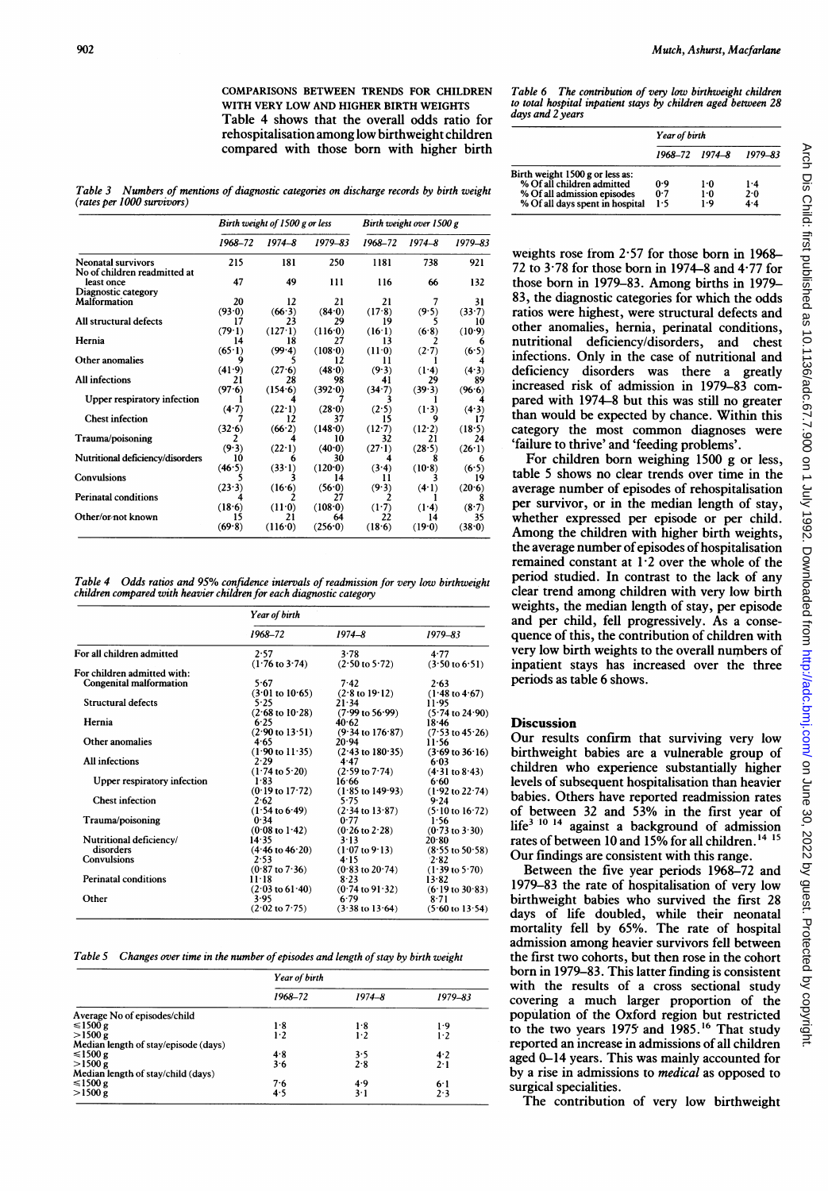COMPARISONS BETWEEN TRENDS FOR CHILDREN WITH VERY LOW AND HIGHER BIRTH WEIGHTS

Table 4 shows that the overall odds ratio for rehospitalisation among low birthweight children compared with those born with higher birth weights rose from 2·57 for those born in 1968–72 to 3·78 for those born in 1974–8 and 4·77 for those born in 1979–83. Among births in 1979–83, the diagnostic categories for which the odds ratios were highest, were structural defects and other anomalies, hernia, perinatal conditions, nutritional deficiency/disorders, and chest infections. Only in the case of nutritional and deficiency disorders was there a greatly increased risk of admission in 1979–83 compared with 1974–8 but this was still no greater than would be expected by chance. Within this category the most common diagnoses were 'failure to thrive' and 'feeding problems'.

For children born weighing 1500 g or less, table 5 shows no clear trends over time in the average number of episodes of rehospitalisation per survivor, or in the median length of stay, whether expressed per episode or per child. Among the children with higher birth weights, the average number of episodes of hospitalisation remained constant at 1·2 over the whole of the period studied. In contrast to the lack of any clear trend among children with very low birth weights, the median length of stay, per episode and per child, fell progressively. As a consequence of this, the contribution of children with very low birth weights to the overall numbers of inpatient stays has increased over the three periods as table 6 shows.

*Table 3 Numbers of mentions of diagnostic categories on discharge records by birth weight (rates per 1000 survivors)*

| | Birth weight of 1500 g or less | | | Birth weight over 1500 g | | |
|---|---|---|---|---|---|---|
| | 1968–72 | 1974–8 | 1979–83 | 1968–72 | 1974–8 | 1979–83 |
| Neonatal survivors | 215 | 181 | 250 | 1181 | 738 | 921 |
| No of children readmitted at least once | 47 | 49 | 111 | 116 | 66 | 132 |
| Diagnostic category | | | | | | |
| Malformation | 20 (93·0) | 12 (66·3) | 21 (84·0) | 21 (17·8) | 7 (9·5) | 31 (33·7) |
| All structural defects | 17 (79·1) | 23 (127·1) | 29 (116·0) | 19 (16·1) | 5 (6·8) | 10 (10·9) |
| Hernia | 14 (65·1) | 18 (99·4) | 27 (108·0) | 13 (11·0) | 2 (2·7) | 6 (6·5) |
| Other anomalies | 9 (41·9) | 5 (27·6) | 12 (48·0) | 11 (9·3) | 1 (1·4) | 4 (4·3) |
| All infections | 21 (97·6) | 28 (154·6) | 98 (392·0) | 41 (34·7) | 29 (39·3) | 89 (96·6) |
| Upper respiratory infection | 1 (4·7) | 4 (22·1) | 7 (28·0) | 3 (2·5) | 1 (1·3) | 4 (4·3) |
| Chest infection | 7 (32·6) | 12 (66·2) | 37 (148·0) | 15 (12·7) | 9 (12·2) | 17 (18·5) |
| Trauma/poisoning | 2 (9·3) | 4 (22·1) | 10 (40·0) | 32 (27·1) | 21 (28·5) | 24 (26·1) |
| Nutritional deficiency/disorders | 10 (46·5) | 6 (33·1) | 30 (120·0) | 4 (3·4) | 8 (10·8) | 6 (6·5) |
| Convulsions | 5 (23·3) | 3 (16·6) | 14 (56·0) | 11 (9·3) | 3 (4·1) | 19 (20·6) |
| Perinatal conditions | 4 (18·6) | 2 (11·0) | 27 (108·0) | 2 (1·7) | 1 (1·4) | 8 (8·7) |
| Other/or not known | 15 (69·8) | 21 (116·0) | 64 (256·0) | 22 (18·6) | 14 (19·0) | 35 (38·0) |

*Table 4 Odds ratios and 95% confidence intervals of readmission for very low birthweight children compared with heavier children for each diagnostic category*

| | Year of birth | | |
|---|---|---|---|
| | 1968–72 | 1974–8 | 1979–83 |
| For all children admitted | 2·57 (1·76 to 3·74) | 3·78 (2·50 to 5·72) | 4·77 (3·50 to 6·51) |
| For children admitted with: | | | |
| Congenital malformation | 5·67 (3·01 to 10·65) | 7·42 (2·8 to 19·12) | 2·63 (1·48 to 4·67) |
| Structural defects | 5·25 (2·68 to 10·28) | 21·34 (7·99 to 56·99) | 11·95 (5·74 to 24·90) |
| Hernia | 6·25 (2·90 to 13·51) | 40·62 (9·34 to 176·87) | 18·46 (7·53 to 45·26) |
| Other anomalies | 4·65 (1·90 to 11·35) | 20·94 (2·43 to 180·35) | 11·56 (3·69 to 36·16) |
| All infections | 2·29 (1·74 to 5·20) | 4·47 (2·59 to 7·74) | 6·03 (4·31 to 8·43) |
| Upper respiratory infection | 1·83 (0·19 to 17·72) | 16·66 (1·85 to 149·93) | 6·60 (1·92 to 22·74) |
| Chest infection | 2·62 (1·54 to 6·49) | 5·75 (2·34 to 13·87) | 9·24 (5·10 to 16·72) |
| Trauma/poisoning | 0·34 (0·08 to 1·42) | 0·77 (0·26 to 2·28) | 1·56 (0·73 to 3·30) |
| Nutritional deficiency/disorders | 14·35 (4·46 to 46·20) | 3·13 (1·07 to 9·13) | 20·80 (8·55 to 50·58) |
| Convulsions | 2·53 (0·87 to 7·36) | 4·15 (0·83 to 20·74) | 2·82 (1·39 to 5·70) |
| Perinatal conditions | 11·18 (2·03 to 61·40) | 8·23 (0·74 to 91·32) | 13·82 (6·19 to 30·83) |
| Other | 3·95 (2·02 to 7·75) | 6·79 (3·38 to 13·64) | 8·71 (5·60 to 13·54) |

*Table 5 Changes over time in the number of episodes and length of stay by birth weight*

| | Year of birth | | |
|---|---|---|---|
| | 1968–72 | 1974–8 | 1979–83 |
| Average No of episodes/child | | | |
| ≤1500 g | 1·8 | 1·8 | 1·9 |
| >1500 g | 1·2 | 1·2 | 1·2 |
| Median length of stay/episode (days) | | | |
| ≤1500 g | 4·8 | 3·5 | 4·2 |
| >1500 g | 3·6 | 2·8 | 2·1 |
| Median length of stay/child (days) | | | |
| ≤1500 g | 7·6 | 4·9 | 6·1 |
| >1500 g | 4·5 | 3·1 | 2·3 |

*Table 6 The contribution of very low birthweight children to total hospital inpatient stays by children aged between 28 days and 2 years*

| | Year of birth | | |
|---|---|---|---|
| | 1968–72 | 1974–8 | 1979–83 |
| Birth weight 1500 g or less as: | | | |
| % Of all children admitted | 0·9 | 1·0 | 1·4 |
| % Of all admission episodes | 0·7 | 1·0 | 2·0 |
| % Of all days spent in hospital | 1·5 | 1·9 | 4·4 |

## Discussion

Our results confirm that surviving very low birthweight babies are a vulnerable group of children who experience substantially higher levels of subsequent hospitalisation than heavier babies. Others have reported readmission rates of between 32 and 53% in the first year of life[3 10 14] against a background of admission rates of between 10 and 15% for all children.[14 15] Our findings are consistent with this range.

Between the five year periods 1968–72 and 1979–83 the rate of hospitalisation of very low birthweight babies who survived the first 28 days of life doubled, while their neonatal mortality fell by 65%. The rate of hospital admission among heavier survivors fell between the first two cohorts, but then rose in the cohort born in 1979–83. This latter finding is consistent with the results of a cross sectional study covering a much larger proportion of the population of the Oxford region but restricted to the two years 1975 and 1985.[16] That study reported an increase in admissions of all children aged 0–14 years. This was mainly accounted for by a rise in admissions to *medical* as opposed to surgical specialities.

The contribution of very low birthweight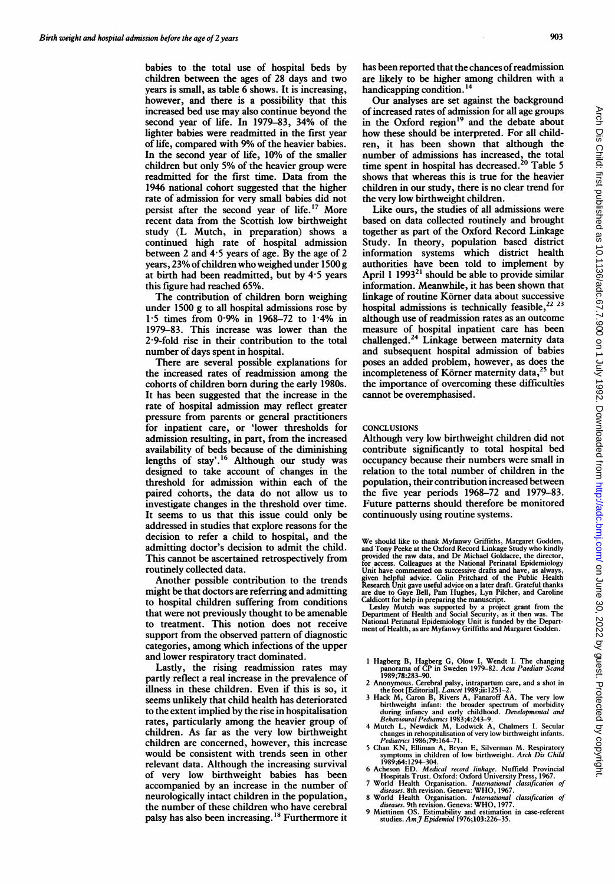babies to the total use of hospital beds by children between the ages of 28 days and two years is small, as table 6 shows. It is increasing, however, and there is a possibility that this increased bed use may also continue beyond the second year of life. In 1979–83, 34% of the lighter babies were readmitted in the first year of life, compared with 9% of the heavier babies. In the second year of life, 10% of the smaller children but only 5% of the heavier group were readmitted for the first time. Data from the 1946 national cohort suggested that the higher rate of admission for very small babies did not persist after the second year of life.[17] More recent data from the Scottish low birthweight study (L Mutch, in preparation) shows a continued high rate of hospital admission between 2 and 4·5 years of age. By the age of 2 years, 23% of children who weighed under 1500 g at birth had been readmitted, but by 4·5 years this figure had reached 65%.

The contribution of children born weighing under 1500 g to all hospital admissions rose by 1·5 times from 0·9% in 1968–72 to 1·4% in 1979–83. This increase was lower than the 2·9-fold rise in their contribution to the total number of days spent in hospital.

There are several possible explanations for the increased rates of readmission among the cohorts of children born during the early 1980s. It has been suggested that the increase in the rate of hospital admission may reflect greater pressure from parents or general practitioners for inpatient care, or 'lower thresholds for admission resulting, in part, from the increased availability of beds because of the diminishing lengths of stay'.[16] Although our study was designed to take account of changes in the threshold for admission within each of the paired cohorts, the data do not allow us to investigate changes in the threshold over time. It seems to us that this issue could only be addressed in studies that explore reasons for the decision to refer a child to hospital, and the admitting doctor's decision to admit the child. This cannot be ascertained retrospectively from routinely collected data.

Another possible contribution to the trends might be that doctors are referring and admitting to hospital children suffering from conditions that were not previously thought to be amenable to treatment. This notion does not receive support from the observed pattern of diagnostic categories, among which infections of the upper and lower respiratory tract dominated.

Lastly, the rising readmission rates may partly reflect a real increase in the prevalence of illness in these children. Even if this is so, it seems unlikely that child health has deteriorated to the extent implied by the rise in hospitalisation rates, particularly among the heavier group of children. As far as the very low birthweight children are concerned, however, this increase would be consistent with trends seen in other relevant data. Although the increasing survival of very low birthweight babies has been accompanied by an increase in the number of neurologically intact children in the population, the number of these children who have cerebral palsy has also been increasing.[18] Furthermore it has been reported that the chances of readmission are likely to be higher among children with a handicapping condition.[14]

Our analyses are set against the background of increased rates of admission for all age groups in the Oxford region[19] and the debate about how these should be interpreted. For all children, it has been shown that although the number of admissions has increased, the total time spent in hospital has decreased.[20] Table 5 shows that whereas this is true for the heavier children in our study, there is no clear trend for the very low birthweight children.

Like ours, the studies of all admissions were based on data collected routinely and brought together as part of the Oxford Record Linkage Study. In theory, population based district information systems which district health authorities have been told to implement by April 1 1993[21] should be able to provide similar information. Meanwhile, it has been shown that linkage of routine Körner data about successive hospital admissions is technically feasible,[22 23] although use of readmission rates as an outcome measure of hospital inpatient care has been challenged.[24] Linkage between maternity data and subsequent hospital admission of babies poses an added problem, however, as does the incompleteness of Körner maternity data,[25] but the importance of overcoming these difficulties cannot be overemphasised.

## CONCLUSIONS

Although very low birthweight children did not contribute significantly to total hospital bed occupancy because their numbers were small in relation to the total number of children in the population, their contribution increased between the five year periods 1968–72 and 1979–83. Future patterns should therefore be monitored continuously using routine systems.

We should like to thank Myfanwy Griffiths, Margaret Godden, and Tony Peeke at the Oxford Record Linkage Study who kindly provided the raw data, and Dr Michael Goldacre, the director, for access. Colleagues at the National Perinatal Epidemiology Unit have commented on successive drafts and have, as always, given helpful advice. Colin Pritchard of the Public Health Research Unit gave useful advice on a later draft. Grateful thanks are due to Gaye Bell, Pam Hughes, Lyn Pilcher, and Caroline Caldicott for help in preparing the manuscript.

Lesley Mutch was supported by a project grant from the Department of Health and Social Security, as it then was. The National Perinatal Epidemiology Unit is funded by the Department of Health, as are Myfanwy Griffiths and Margaret Godden.

1 Hagberg B, Hagberg G, Olow I, Wendt I. The changing panorama of CP in Sweden 1979–82. *Acta Paediatr Scand* 1989;78:283–90.
2 Anonymous. Cerebral palsy, intrapartum care, and a shot in the foot [Editorial]. *Lancet* 1989;ii:1251–2.
3 Hack M, Caron B, Rivers A, Fanaroff AA. The very low birthweight infant: the broader spectrum of morbidity during infancy and early childhood. *Developmental and Behavioural Pediatrics* 1983;4:243–9.
4 Mutch L, Newdick M, Lodwick A, Chalmers I. Secular changes in rehospitalisation of very low birthweight infants. *Pediatrics* 1986;79:164–71.
5 Chan KN, Elliman A, Bryan E, Silverman M. Respiratory symptoms in children of low birthweight. *Arch Dis Child* 1989;64:1294–304.
6 Acheson ED. *Medical record linkage*. Nuffield Provincial Hospitals Trust. Oxford: Oxford University Press, 1967.
7 World Health Organisation. *International classification of diseases*. 8th revision. Geneva: WHO, 1967.
8 World Health Organisation. *International classification of diseases*. 9th revision. Geneva: WHO, 1977.
9 Miettinen OS. Estimability and estimation in case-referent studies. *Am J Epidemiol* 1976;103:226–35.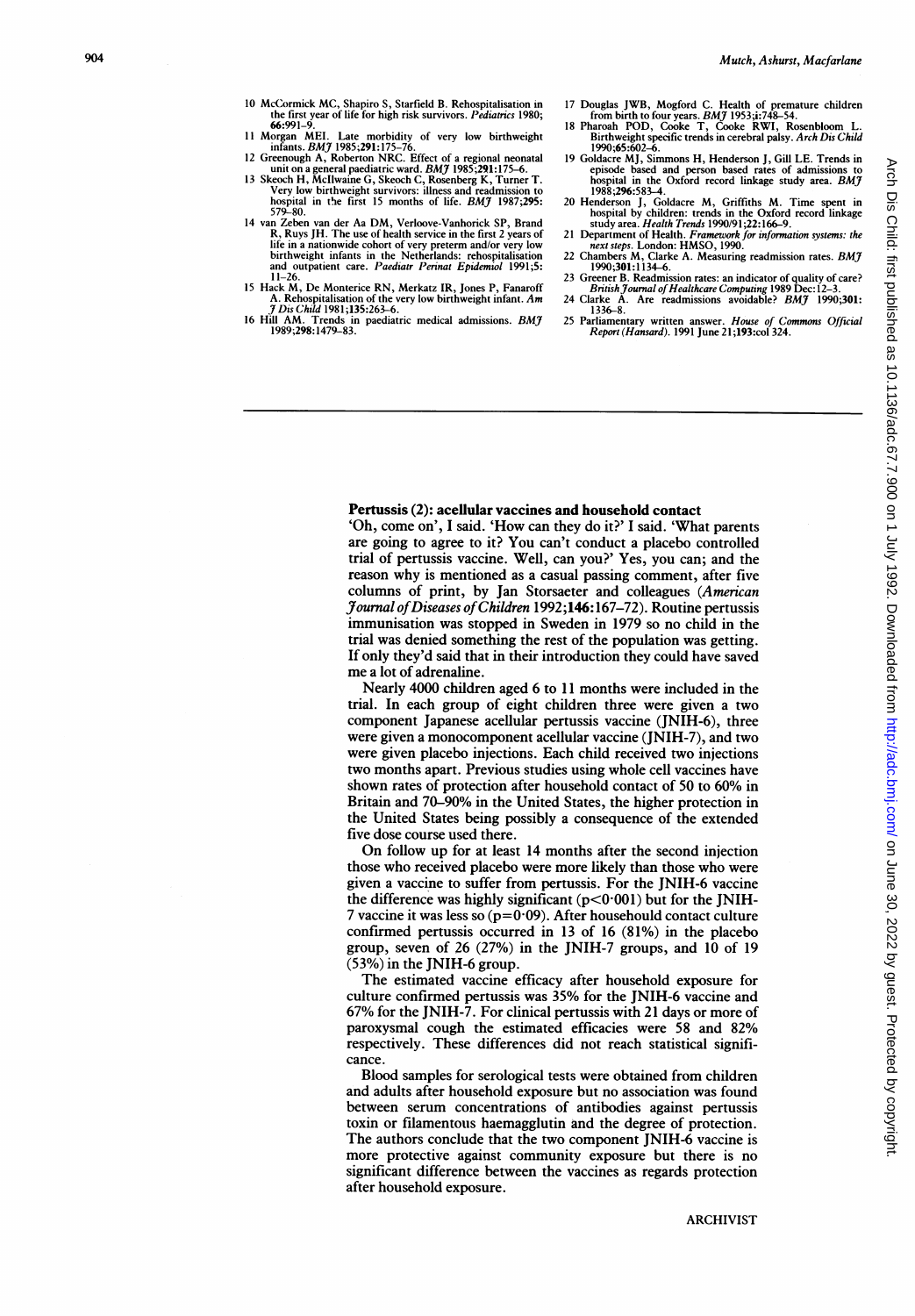10 McCormick MC, Shapiro S, Starfield B. Rehospitalisation in the first year of life for high risk survivors. *Pediatrics* 1980; **66**:991–9.

11 Morgan MEI. Late morbidity of very low birthweight infants. *BMJ* 1985;**291**:175–76.

12 Greenough A, Roberton NRC. Effect of a regional neonatal unit on a general paediatric ward. *BMJ* 1985;**291**:175–6.

13 Skeoch H, McIlwaine G, Skeoch C, Rosenberg K, Turner T. Very low birthweight survivors: illness and readmission to hospital in the first 15 months of life. *BMJ* 1987;**295**: 579–80.

14 van Zeben van der Aa DM, Verloove-Vanhorick SP, Brand R, Ruys JH. The use of health service in the first 2 years of life in a nationwide cohort of very preterm and/or very low birthweight infants in the Netherlands: rehospitalisation and outpatient care. *Paediatr Perinat Epidemiol* 1991;**5**: 11–26.

15 Hack M, De Monterice RN, Merkatz IR, Jones P, Fanaroff A. Rehospitalisation of the very low birthweight infant. *Am J Dis Child* 1981;**135**:263–6.

16 Hill AM. Trends in paediatric medical admissions. *BMJ* 1989;**298**:1479–83.

17 Douglas JWB, Mogford C. Health of premature children from birth to four years. *BMJ* 1953;**i**:748–54.

18 Pharoah POD, Cooke T, Cooke RWI, Rosenbloom L. Birthweight specific trends in cerebral palsy. *Arch Dis Child* 1990;**65**:602–6.

19 Goldacre MJ, Simmons H, Henderson J, Gill LE. Trends in episode based and person based rates of admissions to hospital in the Oxford record linkage study area. *BMJ* 1988;**296**:583–4.

20 Henderson J, Goldacre M, Griffiths M. Time spent in hospital by children: trends in the Oxford record linkage study area. *Health Trends* 1990/91;**22**:166–9.

21 Department of Health. *Framework for information systems: the next steps.* London: HMSO, 1990.

22 Chambers M, Clarke A. Measuring readmission rates. *BMJ* 1990;**301**:1134–6.

23 Greener B. Readmission rates: an indicator of quality of care? *British Journal of Healthcare Computing* 1989 Dec:12–3.

24 Clarke A. Are readmissions avoidable? *BMJ* 1990;**301**: 1336–8.

25 Parliamentary written answer. *House of Commons Official Report (Hansard).* 1991 June 21;**193**:col 324.

---

**Pertussis (2): acellular vaccines and household contact**

'Oh, come on', I said. 'How can they do it?' I said. 'What parents are going to agree to it? You can't conduct a placebo controlled trial of pertussis vaccine. Well, can you?' Yes, you can; and the reason why is mentioned as a casual passing comment, after five columns of print, by Jan Storsaeter and colleagues (*American Journal of Diseases of Children* 1992;**146**:167–72). Routine pertussis immunisation was stopped in Sweden in 1979 so no child in the trial was denied something the rest of the population was getting. If only they'd said that in their introduction they could have saved me a lot of adrenaline.

Nearly 4000 children aged 6 to 11 months were included in the trial. In each group of eight children three were given a two component Japanese acellular pertussis vaccine (JNIH-6), three were given a monocomponent acellular vaccine (JNIH-7), and two were given placebo injections. Each child received two injections two months apart. Previous studies using whole cell vaccines have shown rates of protection after household contact of 50 to 60% in Britain and 70–90% in the United States, the higher protection in the United States being possibly a consequence of the extended five dose course used there.

On follow up for at least 14 months after the second injection those who received placebo were more likely than those who were given a vaccine to suffer from pertussis. For the JNIH-6 vaccine the difference was highly significant ($p<0\cdot001$) but for the JNIH-7 vaccine it was less so ($p=0\cdot09$). After household contact culture confirmed pertussis occurred in 13 of 16 (81%) in the placebo group, seven of 26 (27%) in the JNIH-7 groups, and 10 of 19 (53%) in the JNIH-6 group.

The estimated vaccine efficacy after household exposure for culture confirmed pertussis was 35% for the JNIH-6 vaccine and 67% for the JNIH-7. For clinical pertussis with 21 days or more of paroxysmal cough the estimated efficacies were 58 and 82% respectively. These differences did not reach statistical significance.

Blood samples for serological tests were obtained from children and adults after household exposure but no association was found between serum concentrations of antibodies against pertussis toxin or filamentous haemagglutin and the degree of protection. The authors conclude that the two component JNIH-6 vaccine is more protective against community exposure but there is no significant difference between the vaccines as regards protection after household exposure.

ARCHIVIST